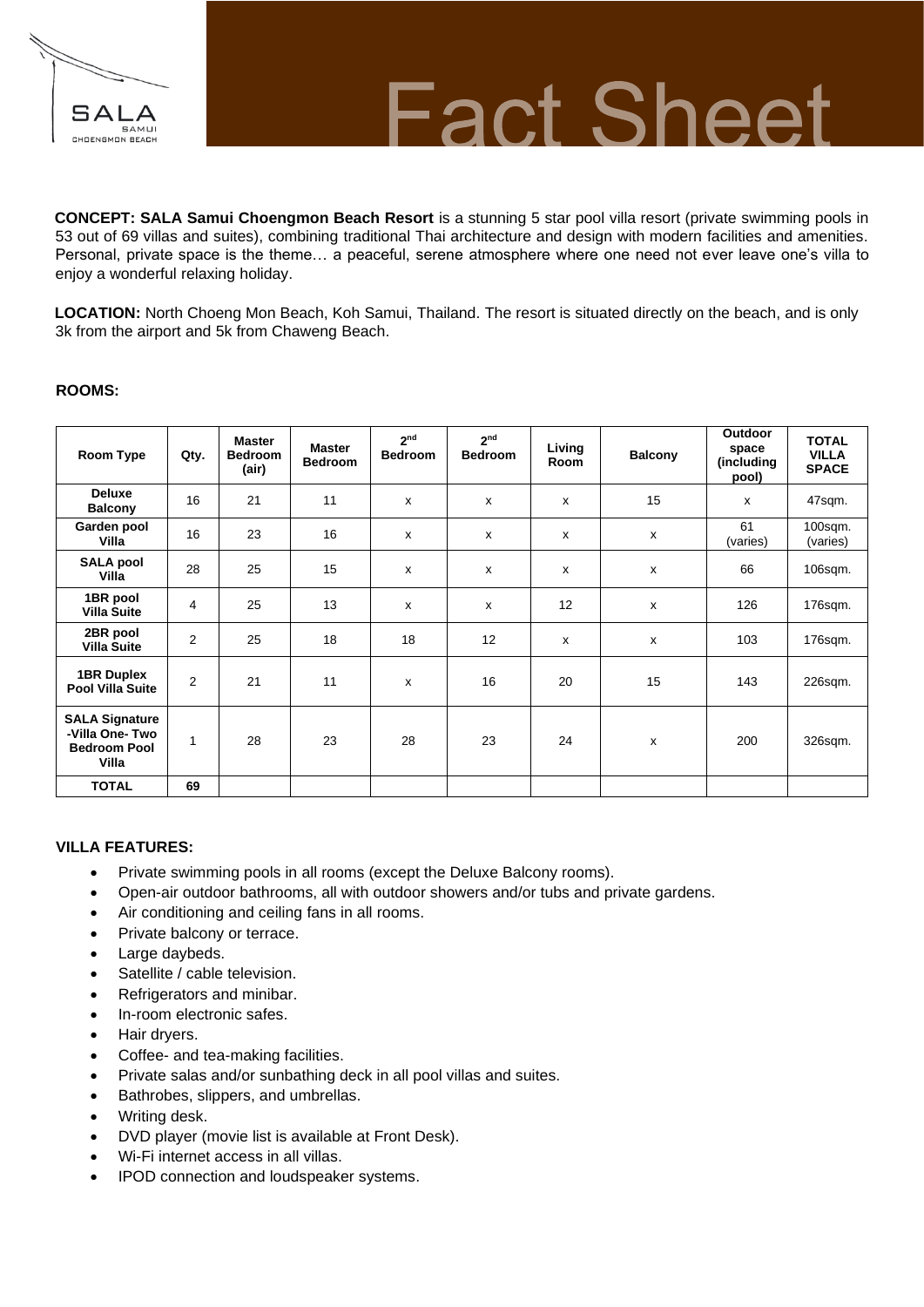SALA
SAMUI
CHOENGMON BEACH

# Fact Sheet

**CONCEPT: SALA Samui Choengmon Beach Resort** is a stunning 5 star pool villa resort (private swimming pools in 53 out of 69 villas and suites), combining traditional Thai architecture and design with modern facilities and amenities. Personal, private space is the theme… a peaceful, serene atmosphere where one need not ever leave one's villa to enjoy a wonderful relaxing holiday.

**LOCATION:** North Choeng Mon Beach, Koh Samui, Thailand. The resort is situated directly on the beach, and is only 3k from the airport and 5k from Chaweng Beach.

**ROOMS:**

| Room Type | Qty. | Master Bedroom (air) | Master Bedroom | 2nd Bedroom | 2nd Bedroom | Living Room | Balcony | Outdoor space (including pool) | TOTAL VILLA SPACE |
|---|---|---|---|---|---|---|---|---|---|
| **Deluxe Balcony** | 16 | 21 | 11 | x | x | x | 15 | x | 47sqm. |
| **Garden pool Villa** | 16 | 23 | 16 | x | x | x | x | 61 (varies) | 100sqm. (varies) |
| **SALA pool Villa** | 28 | 25 | 15 | x | x | x | x | 66 | 106sqm. |
| **1BR pool Villa Suite** | 4 | 25 | 13 | x | x | 12 | x | 126 | 176sqm. |
| **2BR pool Villa Suite** | 2 | 25 | 18 | 18 | 12 | x | x | 103 | 176sqm. |
| **1BR Duplex Pool Villa Suite** | 2 | 21 | 11 | x | 16 | 20 | 15 | 143 | 226sqm. |
| **SALA Signature -Villa One- Two Bedroom Pool Villa** | 1 | 28 | 23 | 28 | 23 | 24 | x | 200 | 326sqm. |
| **TOTAL** | **69** | | | | | | | | |

**VILLA FEATURES:**

- Private swimming pools in all rooms (except the Deluxe Balcony rooms).
- Open-air outdoor bathrooms, all with outdoor showers and/or tubs and private gardens.
- Air conditioning and ceiling fans in all rooms.
- Private balcony or terrace.
- Large daybeds.
- Satellite / cable television.
- Refrigerators and minibar.
- In-room electronic safes.
- Hair dryers.
- Coffee- and tea-making facilities.
- Private salas and/or sunbathing deck in all pool villas and suites.
- Bathrobes, slippers, and umbrellas.
- Writing desk.
- DVD player (movie list is available at Front Desk).
- Wi-Fi internet access in all villas.
- IPOD connection and loudspeaker systems.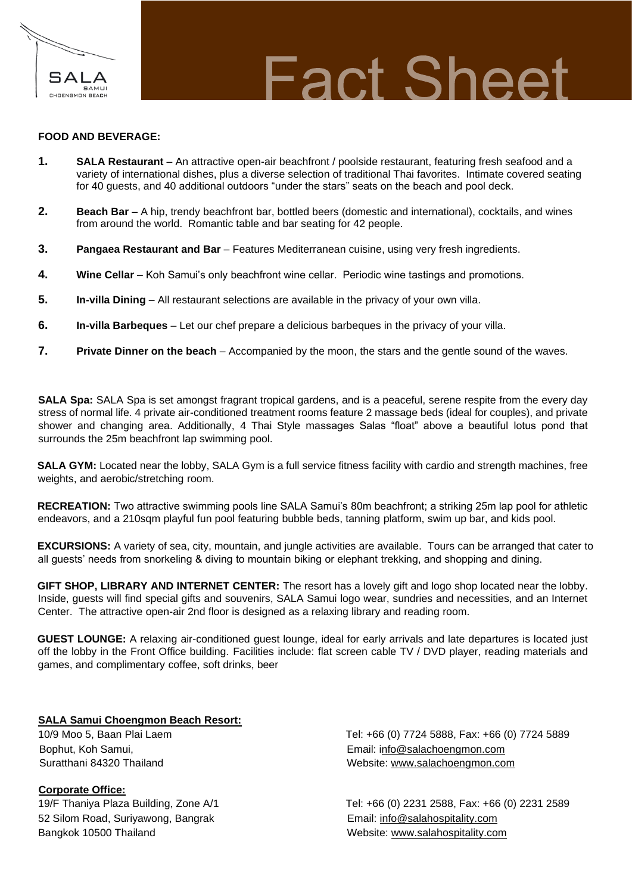# Fact Sheet

**FOOD AND BEVERAGE:**

1. **SALA Restaurant** – An attractive open-air beachfront / poolside restaurant, featuring fresh seafood and a variety of international dishes, plus a diverse selection of traditional Thai favorites. Intimate covered seating for 40 guests, and 40 additional outdoors "under the stars" seats on the beach and pool deck.
2. **Beach Bar** – A hip, trendy beachfront bar, bottled beers (domestic and international), cocktails, and wines from around the world. Romantic table and bar seating for 42 people.
3. **Pangaea Restaurant and Bar** – Features Mediterranean cuisine, using very fresh ingredients.
4. **Wine Cellar** – Koh Samui's only beachfront wine cellar. Periodic wine tastings and promotions.
5. **In-villa Dining** – All restaurant selections are available in the privacy of your own villa.
6. **In-villa Barbeques** – Let our chef prepare a delicious barbeques in the privacy of your villa.
7. **Private Dinner on the beach** – Accompanied by the moon, the stars and the gentle sound of the waves.

**SALA Spa:** SALA Spa is set amongst fragrant tropical gardens, and is a peaceful, serene respite from the every day stress of normal life. 4 private air-conditioned treatment rooms feature 2 massage beds (ideal for couples), and private shower and changing area. Additionally, 4 Thai Style massages Salas "float" above a beautiful lotus pond that surrounds the 25m beachfront lap swimming pool.

**SALA GYM:** Located near the lobby, SALA Gym is a full service fitness facility with cardio and strength machines, free weights, and aerobic/stretching room.

**RECREATION:** Two attractive swimming pools line SALA Samui's 80m beachfront; a striking 25m lap pool for athletic endeavors, and a 210sqm playful fun pool featuring bubble beds, tanning platform, swim up bar, and kids pool.

**EXCURSIONS:** A variety of sea, city, mountain, and jungle activities are available. Tours can be arranged that cater to all guests' needs from snorkeling & diving to mountain biking or elephant trekking, and shopping and dining.

**GIFT SHOP, LIBRARY AND INTERNET CENTER:** The resort has a lovely gift and logo shop located near the lobby. Inside, guests will find special gifts and souvenirs, SALA Samui logo wear, sundries and necessities, and an Internet Center. The attractive open-air 2nd floor is designed as a relaxing library and reading room.

**GUEST LOUNGE:** A relaxing air-conditioned guest lounge, ideal for early arrivals and late departures is located just off the lobby in the Front Office building. Facilities include: flat screen cable TV / DVD player, reading materials and games, and complimentary coffee, soft drinks, beer

**SALA Samui Choengmon Beach Resort:**

10/9 Moo 5, Baan Plai Laem
Bophut, Koh Samui,
Suratthani 84320 Thailand

Tel: +66 (0) 7724 5888, Fax: +66 (0) 7724 5889
Email: info@salachoengmon.com
Website: www.salachoengmon.com

**Corporate Office:**

19/F Thaniya Plaza Building, Zone A/1
52 Silom Road, Suriyawong, Bangrak
Bangkok 10500 Thailand

Tel: +66 (0) 2231 2588, Fax: +66 (0) 2231 2589
Email: info@salahospitality.com
Website: www.salahospitality.com